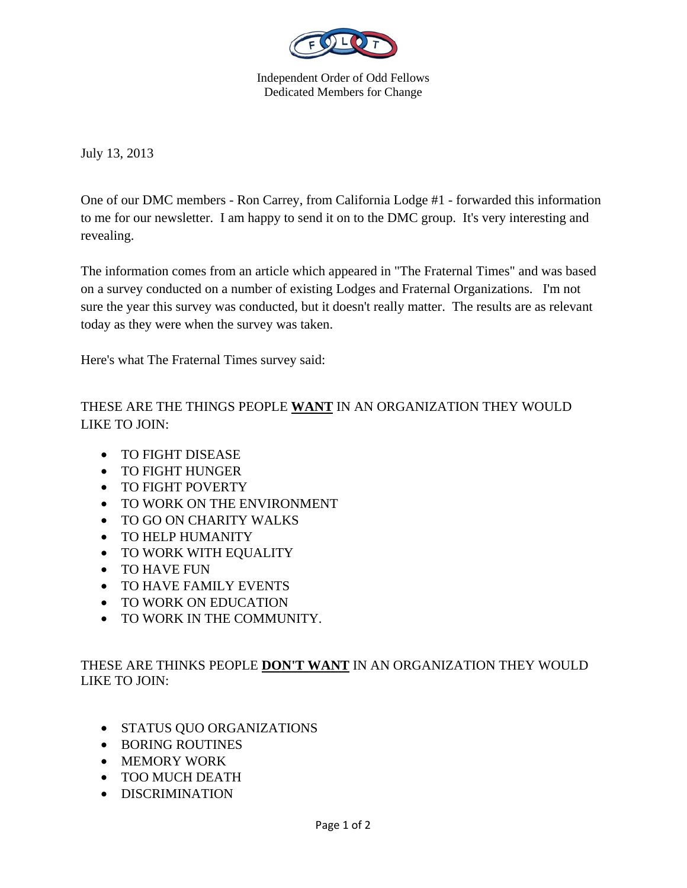Independent Order of Odd Fellows
Dedicated Members for Change

July 13, 2013

One of our DMC members - Ron Carrey, from California Lodge #1 - forwarded this information to me for our newsletter. I am happy to send it on to the DMC group. It's very interesting and revealing.

The information comes from an article which appeared in "The Fraternal Times" and was based on a survey conducted on a number of existing Lodges and Fraternal Organizations. I'm not sure the year this survey was conducted, but it doesn't really matter. The results are as relevant today as they were when the survey was taken.

Here's what The Fraternal Times survey said:

THESE ARE THE THINGS PEOPLE **WANT** IN AN ORGANIZATION THEY WOULD LIKE TO JOIN:

- TO FIGHT DISEASE
- TO FIGHT HUNGER
- TO FIGHT POVERTY
- TO WORK ON THE ENVIRONMENT
- TO GO ON CHARITY WALKS
- TO HELP HUMANITY
- TO WORK WITH EQUALITY
- TO HAVE FUN
- TO HAVE FAMILY EVENTS
- TO WORK ON EDUCATION
- TO WORK IN THE COMMUNITY.

THESE ARE THINKS PEOPLE **DON'T WANT** IN AN ORGANIZATION THEY WOULD LIKE TO JOIN:

- STATUS QUO ORGANIZATIONS
- BORING ROUTINES
- MEMORY WORK
- TOO MUCH DEATH
- DISCRIMINATION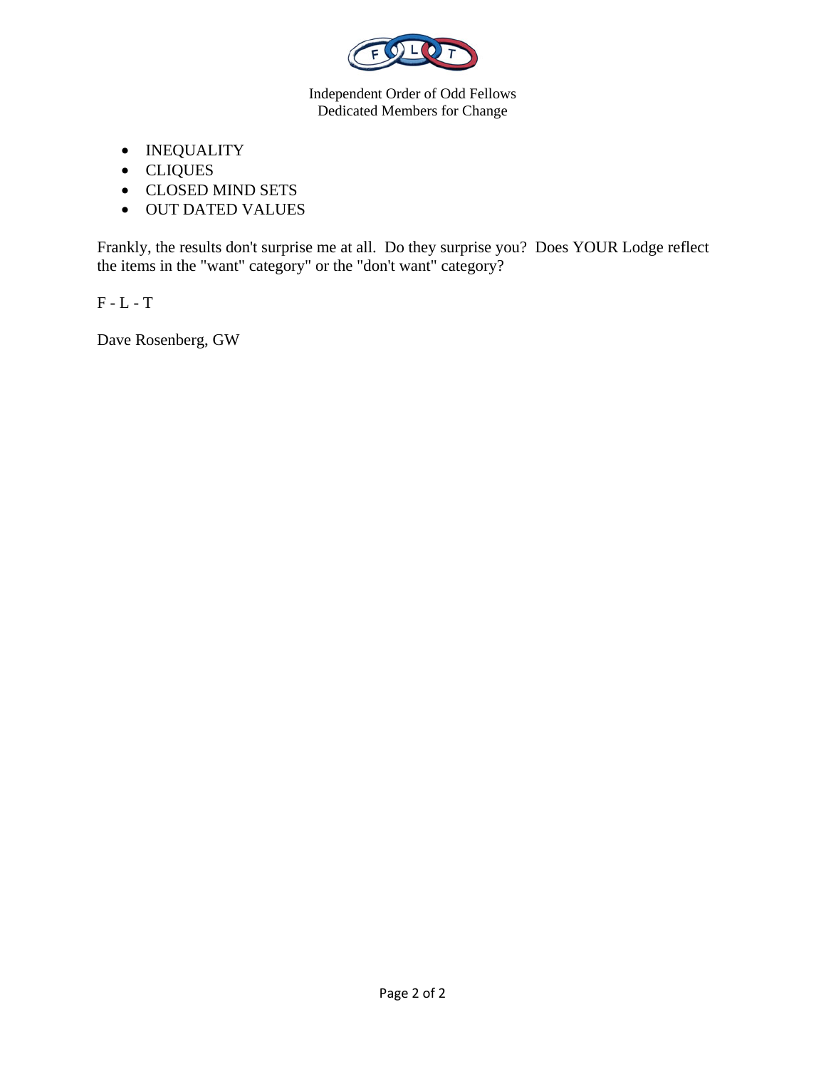Independent Order of Odd Fellows
Dedicated Members for Change

- INEQUALITY
- CLIQUES
- CLOSED MIND SETS
- OUT DATED VALUES

Frankly, the results don't surprise me at all. Do they surprise you? Does YOUR Lodge reflect the items in the "want" category" or the "don't want" category?

F - L - T

Dave Rosenberg, GW